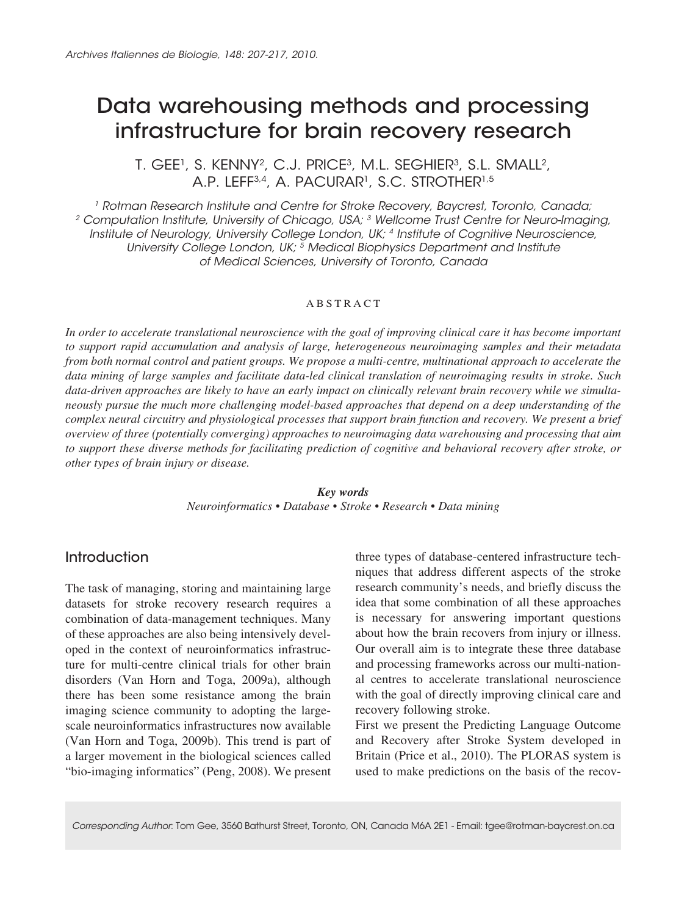# Data warehousing methods and processing infrastructure for brain recovery research

T. GEE[1], S. KENNY[2], C.J. PRICE[3], M.L. SEGHIER[3], S.L. SMALL[2], A.P. LEFF[3,4], A. PACURAR[1], S.C. STROTHER[1,5]

[1] *Rotman Research Institute and Centre for Stroke Recovery, Baycrest, Toronto, Canada;* [2] *Computation Institute, University of Chicago, USA;* [3] *Wellcome Trust Centre for Neuro-Imaging, Institute of Neurology, University College London, UK;* [4] *Institute of Cognitive Neuroscience, University College London, UK;* [5] *Medical Biophysics Department and Institute of Medical Sciences, University of Toronto, Canada*

## ABSTRACT

*In order to accelerate translational neuroscience with the goal of improving clinical care it has become important to support rapid accumulation and analysis of large, heterogeneous neuroimaging samples and their metadata from both normal control and patient groups. We propose a multi-centre, multinational approach to accelerate the data mining of large samples and facilitate data-led clinical translation of neuroimaging results in stroke. Such data-driven approaches are likely to have an early impact on clinically relevant brain recovery while we simultaneously pursue the much more challenging model-based approaches that depend on a deep understanding of the complex neural circuitry and physiological processes that support brain function and recovery. We present a brief overview of three (potentially converging) approaches to neuroimaging data warehousing and processing that aim to support these diverse methods for facilitating prediction of cognitive and behavioral recovery after stroke, or other types of brain injury or disease.*

***Key words***

*Neuroinformatics • Database • Stroke • Research • Data mining*

## Introduction

The task of managing, storing and maintaining large datasets for stroke recovery research requires a combination of data-management techniques. Many of these approaches are also being intensively developed in the context of neuroinformatics infrastructure for multi-centre clinical trials for other brain disorders (Van Horn and Toga, 2009a), although there has been some resistance among the brain imaging science community to adopting the large-scale neuroinformatics infrastructures now available (Van Horn and Toga, 2009b). This trend is part of a larger movement in the biological sciences called "bio-imaging informatics" (Peng, 2008). We present three types of database-centered infrastructure techniques that address different aspects of the stroke research community's needs, and briefly discuss the idea that some combination of all these approaches is necessary for answering important questions about how the brain recovers from injury or illness. Our overall aim is to integrate these three database and processing frameworks across our multi-national centres to accelerate translational neuroscience with the goal of directly improving clinical care and recovery following stroke.

First we present the Predicting Language Outcome and Recovery after Stroke System developed in Britain (Price et al., 2010). The PLORAS system is used to make predictions on the basis of the recov-

*Corresponding Author*: Tom Gee, 3560 Bathurst Street, Toronto, ON, Canada M6A 2E1 - Email: tgee@rotman-baycrest.on.ca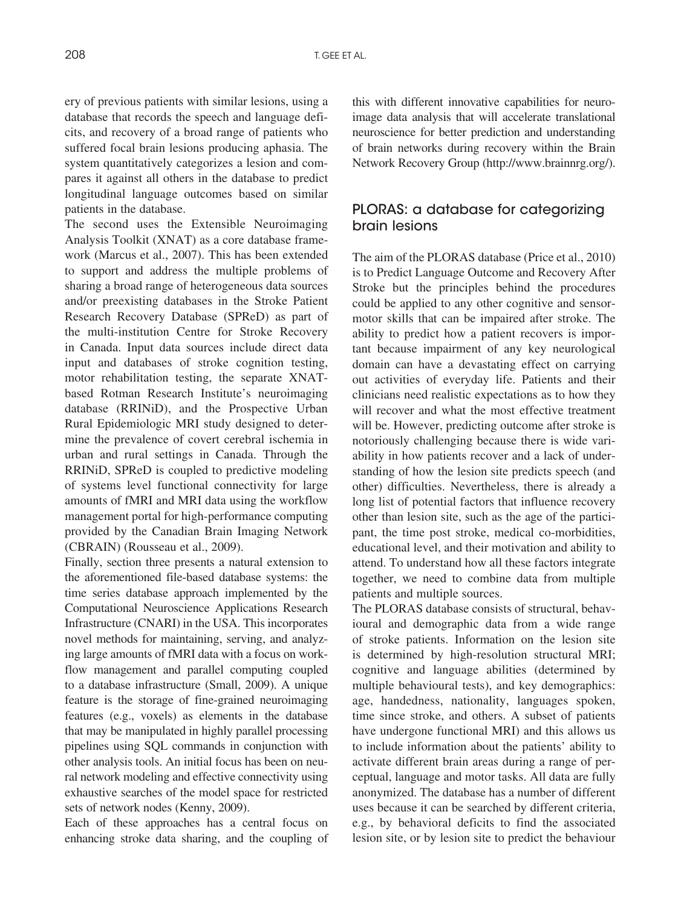ery of previous patients with similar lesions, using a database that records the speech and language deficits, and recovery of a broad range of patients who suffered focal brain lesions producing aphasia. The system quantitatively categorizes a lesion and compares it against all others in the database to predict longitudinal language outcomes based on similar patients in the database.

The second uses the Extensible Neuroimaging Analysis Toolkit (XNAT) as a core database framework (Marcus et al., 2007). This has been extended to support and address the multiple problems of sharing a broad range of heterogeneous data sources and/or preexisting databases in the Stroke Patient Research Recovery Database (SPReD) as part of the multi-institution Centre for Stroke Recovery in Canada. Input data sources include direct data input and databases of stroke cognition testing, motor rehabilitation testing, the separate XNAT-based Rotman Research Institute's neuroimaging database (RRINiD), and the Prospective Urban Rural Epidemiologic MRI study designed to determine the prevalence of covert cerebral ischemia in urban and rural settings in Canada. Through the RRINiD, SPReD is coupled to predictive modeling of systems level functional connectivity for large amounts of fMRI and MRI data using the workflow management portal for high-performance computing provided by the Canadian Brain Imaging Network (CBRAIN) (Rousseau et al., 2009).

Finally, section three presents a natural extension to the aforementioned file-based database systems: the time series database approach implemented by the Computational Neuroscience Applications Research Infrastructure (CNARI) in the USA. This incorporates novel methods for maintaining, serving, and analyzing large amounts of fMRI data with a focus on workflow management and parallel computing coupled to a database infrastructure (Small, 2009). A unique feature is the storage of fine-grained neuroimaging features (e.g., voxels) as elements in the database that may be manipulated in highly parallel processing pipelines using SQL commands in conjunction with other analysis tools. An initial focus has been on neural network modeling and effective connectivity using exhaustive searches of the model space for restricted sets of network nodes (Kenny, 2009).

Each of these approaches has a central focus on enhancing stroke data sharing, and the coupling of this with different innovative capabilities for neuroimage data analysis that will accelerate translational neuroscience for better prediction and understanding of brain networks during recovery within the Brain Network Recovery Group (http://www.brainnrg.org/).

## PLORAS: a database for categorizing brain lesions

The aim of the PLORAS database (Price et al., 2010) is to Predict Language Outcome and Recovery After Stroke but the principles behind the procedures could be applied to any other cognitive and sensormotor skills that can be impaired after stroke. The ability to predict how a patient recovers is important because impairment of any key neurological domain can have a devastating effect on carrying out activities of everyday life. Patients and their clinicians need realistic expectations as to how they will recover and what the most effective treatment will be. However, predicting outcome after stroke is notoriously challenging because there is wide variability in how patients recover and a lack of understanding of how the lesion site predicts speech (and other) difficulties. Nevertheless, there is already a long list of potential factors that influence recovery other than lesion site, such as the age of the participant, the time post stroke, medical co-morbidities, educational level, and their motivation and ability to attend. To understand how all these factors integrate together, we need to combine data from multiple patients and multiple sources.

The PLORAS database consists of structural, behavioural and demographic data from a wide range of stroke patients. Information on the lesion site is determined by high-resolution structural MRI; cognitive and language abilities (determined by multiple behavioural tests), and key demographics: age, handedness, nationality, languages spoken, time since stroke, and others. A subset of patients have undergone functional MRI) and this allows us to include information about the patients' ability to activate different brain areas during a range of perceptual, language and motor tasks. All data are fully anonymized. The database has a number of different uses because it can be searched by different criteria, e.g., by behavioral deficits to find the associated lesion site, or by lesion site to predict the behaviour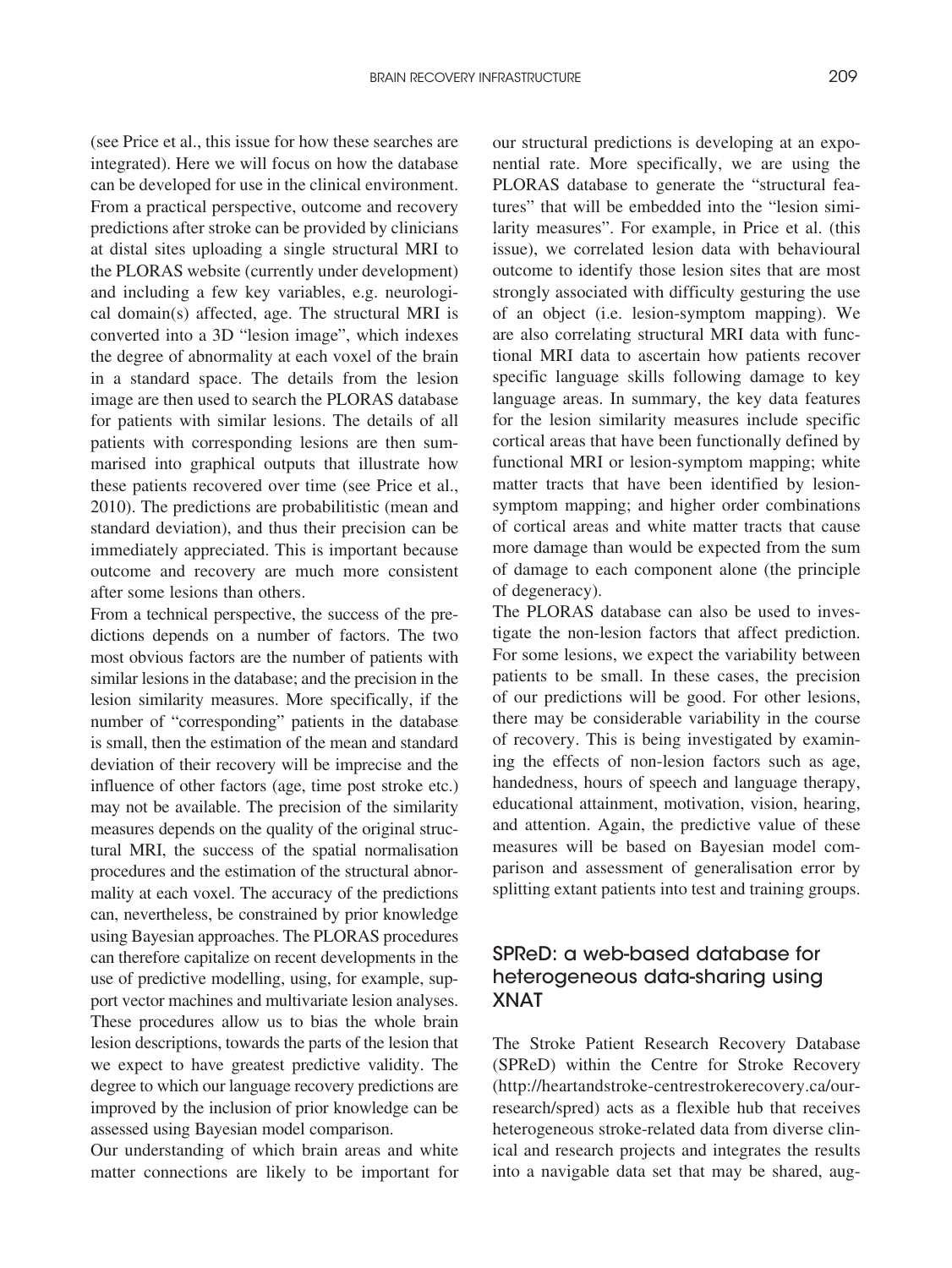(see Price et al., this issue for how these searches are integrated). Here we will focus on how the database can be developed for use in the clinical environment. From a practical perspective, outcome and recovery predictions after stroke can be provided by clinicians at distal sites uploading a single structural MRI to the PLORAS website (currently under development) and including a few key variables, e.g. neurological domain(s) affected, age. The structural MRI is converted into a 3D "lesion image", which indexes the degree of abnormality at each voxel of the brain in a standard space. The details from the lesion image are then used to search the PLORAS database for patients with similar lesions. The details of all patients with corresponding lesions are then summarised into graphical outputs that illustrate how these patients recovered over time (see Price et al., 2010). The predictions are probabilitistic (mean and standard deviation), and thus their precision can be immediately appreciated. This is important because outcome and recovery are much more consistent after some lesions than others.

From a technical perspective, the success of the predictions depends on a number of factors. The two most obvious factors are the number of patients with similar lesions in the database; and the precision in the lesion similarity measures. More specifically, if the number of "corresponding" patients in the database is small, then the estimation of the mean and standard deviation of their recovery will be imprecise and the influence of other factors (age, time post stroke etc.) may not be available. The precision of the similarity measures depends on the quality of the original structural MRI, the success of the spatial normalisation procedures and the estimation of the structural abnormality at each voxel. The accuracy of the predictions can, nevertheless, be constrained by prior knowledge using Bayesian approaches. The PLORAS procedures can therefore capitalize on recent developments in the use of predictive modelling, using, for example, support vector machines and multivariate lesion analyses. These procedures allow us to bias the whole brain lesion descriptions, towards the parts of the lesion that we expect to have greatest predictive validity. The degree to which our language recovery predictions are improved by the inclusion of prior knowledge can be assessed using Bayesian model comparison.

Our understanding of which brain areas and white matter connections are likely to be important for our structural predictions is developing at an exponential rate. More specifically, we are using the PLORAS database to generate the "structural features" that will be embedded into the "lesion similarity measures". For example, in Price et al. (this issue), we correlated lesion data with behavioural outcome to identify those lesion sites that are most strongly associated with difficulty gesturing the use of an object (i.e. lesion-symptom mapping). We are also correlating structural MRI data with functional MRI data to ascertain how patients recover specific language skills following damage to key language areas. In summary, the key data features for the lesion similarity measures include specific cortical areas that have been functionally defined by functional MRI or lesion-symptom mapping; white matter tracts that have been identified by lesion-symptom mapping; and higher order combinations of cortical areas and white matter tracts that cause more damage than would be expected from the sum of damage to each component alone (the principle of degeneracy).

The PLORAS database can also be used to investigate the non-lesion factors that affect prediction. For some lesions, we expect the variability between patients to be small. In these cases, the precision of our predictions will be good. For other lesions, there may be considerable variability in the course of recovery. This is being investigated by examining the effects of non-lesion factors such as age, handedness, hours of speech and language therapy, educational attainment, motivation, vision, hearing, and attention. Again, the predictive value of these measures will be based on Bayesian model comparison and assessment of generalisation error by splitting extant patients into test and training groups.

## SPReD: a web-based database for heterogeneous data-sharing using XNAT

The Stroke Patient Research Recovery Database (SPReD) within the Centre for Stroke Recovery (http://heartandstroke-centrestrokerecovery.ca/our-research/spred) acts as a flexible hub that receives heterogeneous stroke-related data from diverse clinical and research projects and integrates the results into a navigable data set that may be shared, aug-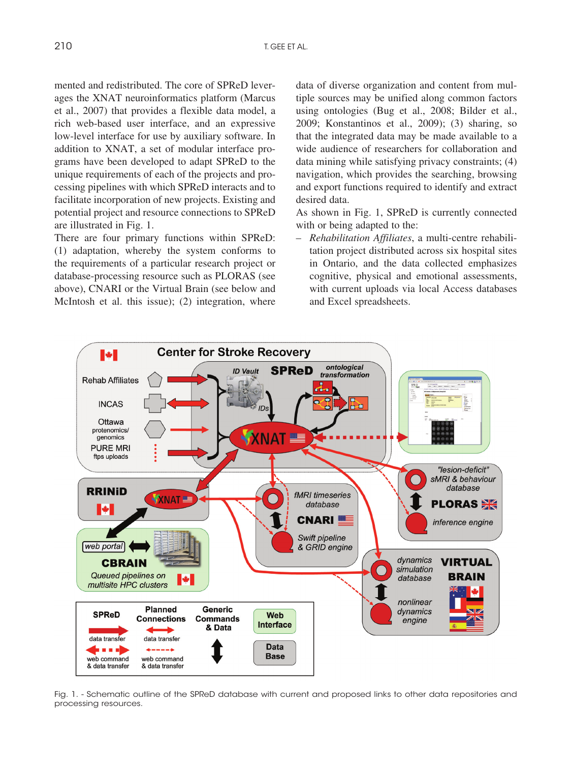mented and redistributed. The core of SPReD leverages the XNAT neuroinformatics platform (Marcus et al., 2007) that provides a flexible data model, a rich web-based user interface, and an expressive low-level interface for use by auxiliary software. In addition to XNAT, a set of modular interface programs have been developed to adapt SPReD to the unique requirements of each of the projects and processing pipelines with which SPReD interacts and to facilitate incorporation of new projects. Existing and potential project and resource connections to SPReD are illustrated in Fig. 1.

There are four primary functions within SPReD: (1) adaptation, whereby the system conforms to the requirements of a particular research project or database-processing resource such as PLORAS (see above), CNARI or the Virtual Brain (see below and McIntosh et al. this issue); (2) integration, where data of diverse organization and content from multiple sources may be unified along common factors using ontologies (Bug et al., 2008; Bilder et al., 2009; Konstantinos et al., 2009); (3) sharing, so that the integrated data may be made available to a wide audience of researchers for collaboration and data mining while satisfying privacy constraints; (4) navigation, which provides the searching, browsing and export functions required to identify and extract desired data.

As shown in Fig. 1, SPReD is currently connected with or being adapted to the:

– *Rehabilitation Affiliates*, a multi-centre rehabilitation project distributed across six hospital sites in Ontario, and the data collected emphasizes cognitive, physical and emotional assessments, with current uploads via local Access databases and Excel spreadsheets.

Fig. 1. - Schematic outline of the SPReD database with current and proposed links to other data repositories and processing resources.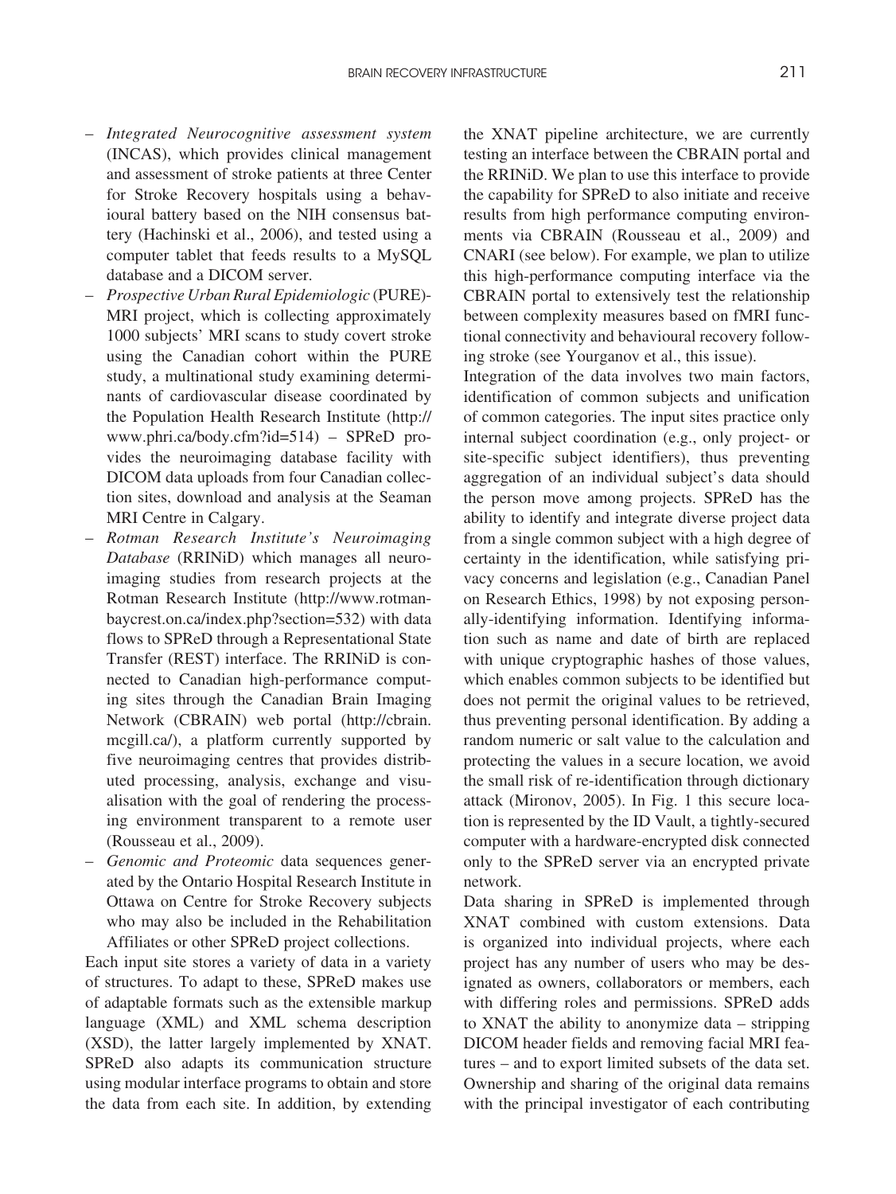- *Integrated Neurocognitive assessment system* (INCAS), which provides clinical management and assessment of stroke patients at three Center for Stroke Recovery hospitals using a behavioural battery based on the NIH consensus battery (Hachinski et al., 2006), and tested using a computer tablet that feeds results to a MySQL database and a DICOM server.
- *Prospective Urban Rural Epidemiologic* (PURE)-MRI project, which is collecting approximately 1000 subjects' MRI scans to study covert stroke using the Canadian cohort within the PURE study, a multinational study examining determinants of cardiovascular disease coordinated by the Population Health Research Institute (http://www.phri.ca/body.cfm?id=514) – SPReD provides the neuroimaging database facility with DICOM data uploads from four Canadian collection sites, download and analysis at the Seaman MRI Centre in Calgary.
- *Rotman Research Institute's Neuroimaging Database* (RRINiD) which manages all neuroimaging studies from research projects at the Rotman Research Institute (http://www.rotman-baycrest.on.ca/index.php?section=532) with data flows to SPReD through a Representational State Transfer (REST) interface. The RRINiD is connected to Canadian high-performance computing sites through the Canadian Brain Imaging Network (CBRAIN) web portal (http://cbrain.mcgill.ca/), a platform currently supported by five neuroimaging centres that provides distributed processing, analysis, exchange and visualisation with the goal of rendering the processing environment transparent to a remote user (Rousseau et al., 2009).
- *Genomic and Proteomic* data sequences generated by the Ontario Hospital Research Institute in Ottawa on Centre for Stroke Recovery subjects who may also be included in the Rehabilitation Affiliates or other SPReD project collections.

Each input site stores a variety of data in a variety of structures. To adapt to these, SPReD makes use of adaptable formats such as the extensible markup language (XML) and XML schema description (XSD), the latter largely implemented by XNAT. SPReD also adapts its communication structure using modular interface programs to obtain and store the data from each site. In addition, by extending the XNAT pipeline architecture, we are currently testing an interface between the CBRAIN portal and the RRINiD. We plan to use this interface to provide the capability for SPReD to also initiate and receive results from high performance computing environments via CBRAIN (Rousseau et al., 2009) and CNARI (see below). For example, we plan to utilize this high-performance computing interface via the CBRAIN portal to extensively test the relationship between complexity measures based on fMRI functional connectivity and behavioural recovery following stroke (see Yourganov et al., this issue).

Integration of the data involves two main factors, identification of common subjects and unification of common categories. The input sites practice only internal subject coordination (e.g., only project- or site-specific subject identifiers), thus preventing aggregation of an individual subject's data should the person move among projects. SPReD has the ability to identify and integrate diverse project data from a single common subject with a high degree of certainty in the identification, while satisfying privacy concerns and legislation (e.g., Canadian Panel on Research Ethics, 1998) by not exposing personally-identifying information. Identifying information such as name and date of birth are replaced with unique cryptographic hashes of those values, which enables common subjects to be identified but does not permit the original values to be retrieved, thus preventing personal identification. By adding a random numeric or salt value to the calculation and protecting the values in a secure location, we avoid the small risk of re-identification through dictionary attack (Mironov, 2005). In Fig. 1 this secure location is represented by the ID Vault, a tightly-secured computer with a hardware-encrypted disk connected only to the SPReD server via an encrypted private network.

Data sharing in SPReD is implemented through XNAT combined with custom extensions. Data is organized into individual projects, where each project has any number of users who may be designated as owners, collaborators or members, each with differing roles and permissions. SPReD adds to XNAT the ability to anonymize data – stripping DICOM header fields and removing facial MRI features – and to export limited subsets of the data set. Ownership and sharing of the original data remains with the principal investigator of each contributing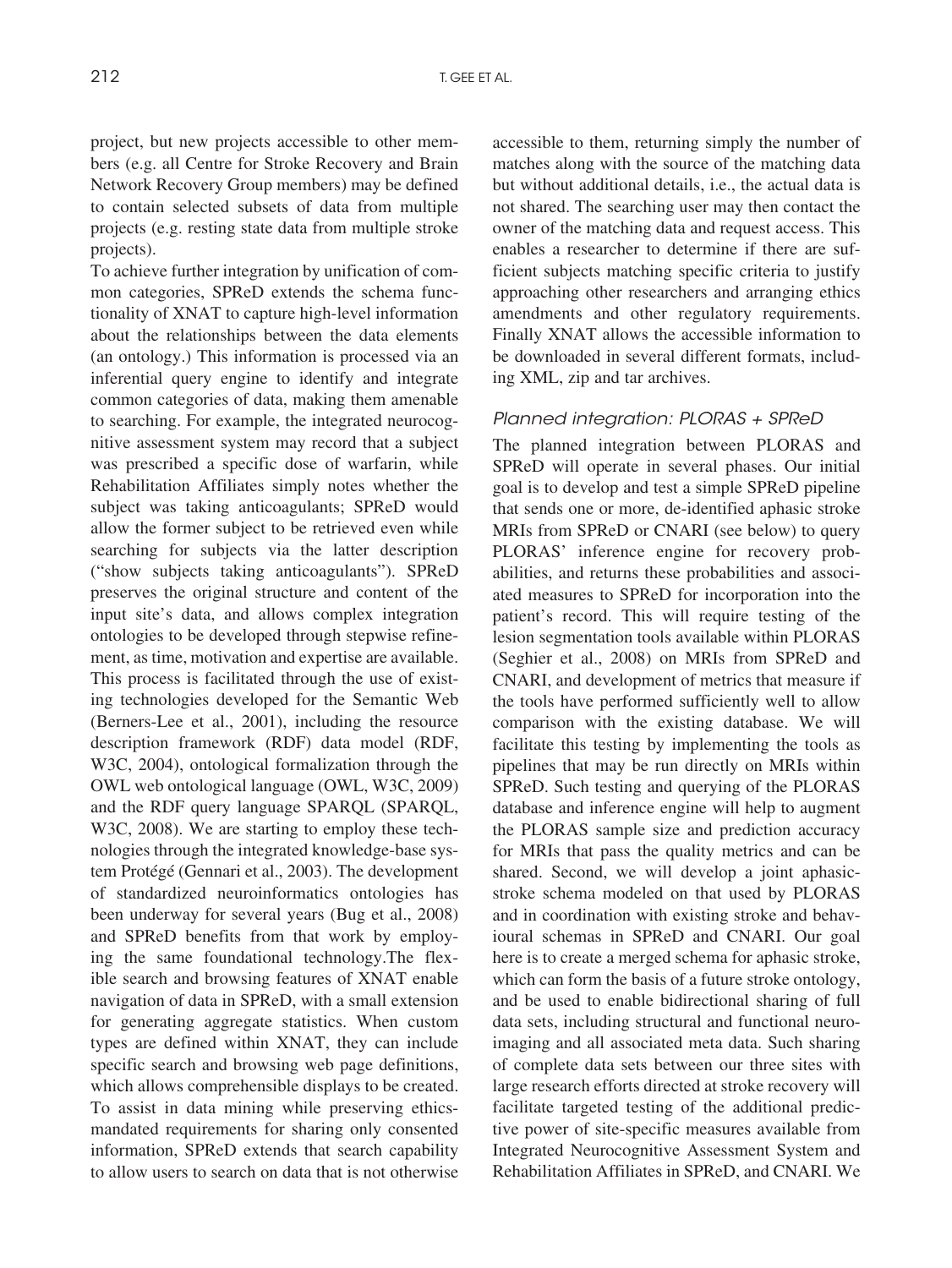project, but new projects accessible to other members (e.g. all Centre for Stroke Recovery and Brain Network Recovery Group members) may be defined to contain selected subsets of data from multiple projects (e.g. resting state data from multiple stroke projects).

To achieve further integration by unification of common categories, SPReD extends the schema functionality of XNAT to capture high-level information about the relationships between the data elements (an ontology.) This information is processed via an inferential query engine to identify and integrate common categories of data, making them amenable to searching. For example, the integrated neurocognitive assessment system may record that a subject was prescribed a specific dose of warfarin, while Rehabilitation Affiliates simply notes whether the subject was taking anticoagulants; SPReD would allow the former subject to be retrieved even while searching for subjects via the latter description ("show subjects taking anticoagulants"). SPReD preserves the original structure and content of the input site's data, and allows complex integration ontologies to be developed through stepwise refinement, as time, motivation and expertise are available. This process is facilitated through the use of existing technologies developed for the Semantic Web (Berners-Lee et al., 2001), including the resource description framework (RDF) data model (RDF, W3C, 2004), ontological formalization through the OWL web ontological language (OWL, W3C, 2009) and the RDF query language SPARQL (SPARQL, W3C, 2008). We are starting to employ these technologies through the integrated knowledge-base system Protégé (Gennari et al., 2003). The development of standardized neuroinformatics ontologies has been underway for several years (Bug et al., 2008) and SPReD benefits from that work by employing the same foundational technology.The flexible search and browsing features of XNAT enable navigation of data in SPReD, with a small extension for generating aggregate statistics. When custom types are defined within XNAT, they can include specific search and browsing web page definitions, which allows comprehensible displays to be created. To assist in data mining while preserving ethics-mandated requirements for sharing only consented information, SPReD extends that search capability to allow users to search on data that is not otherwise accessible to them, returning simply the number of matches along with the source of the matching data but without additional details, i.e., the actual data is not shared. The searching user may then contact the owner of the matching data and request access. This enables a researcher to determine if there are sufficient subjects matching specific criteria to justify approaching other researchers and arranging ethics amendments and other regulatory requirements. Finally XNAT allows the accessible information to be downloaded in several different formats, including XML, zip and tar archives.

### *Planned integration: PLORAS + SPReD*

The planned integration between PLORAS and SPReD will operate in several phases. Our initial goal is to develop and test a simple SPReD pipeline that sends one or more, de-identified aphasic stroke MRIs from SPReD or CNARI (see below) to query PLORAS' inference engine for recovery probabilities, and returns these probabilities and associated measures to SPReD for incorporation into the patient's record. This will require testing of the lesion segmentation tools available within PLORAS (Seghier et al., 2008) on MRIs from SPReD and CNARI, and development of metrics that measure if the tools have performed sufficiently well to allow comparison with the existing database. We will facilitate this testing by implementing the tools as pipelines that may be run directly on MRIs within SPReD. Such testing and querying of the PLORAS database and inference engine will help to augment the PLORAS sample size and prediction accuracy for MRIs that pass the quality metrics and can be shared. Second, we will develop a joint aphasic-stroke schema modeled on that used by PLORAS and in coordination with existing stroke and behavioural schemas in SPReD and CNARI. Our goal here is to create a merged schema for aphasic stroke, which can form the basis of a future stroke ontology, and be used to enable bidirectional sharing of full data sets, including structural and functional neuroimaging and all associated meta data. Such sharing of complete data sets between our three sites with large research efforts directed at stroke recovery will facilitate targeted testing of the additional predictive power of site-specific measures available from Integrated Neurocognitive Assessment System and Rehabilitation Affiliates in SPReD, and CNARI. We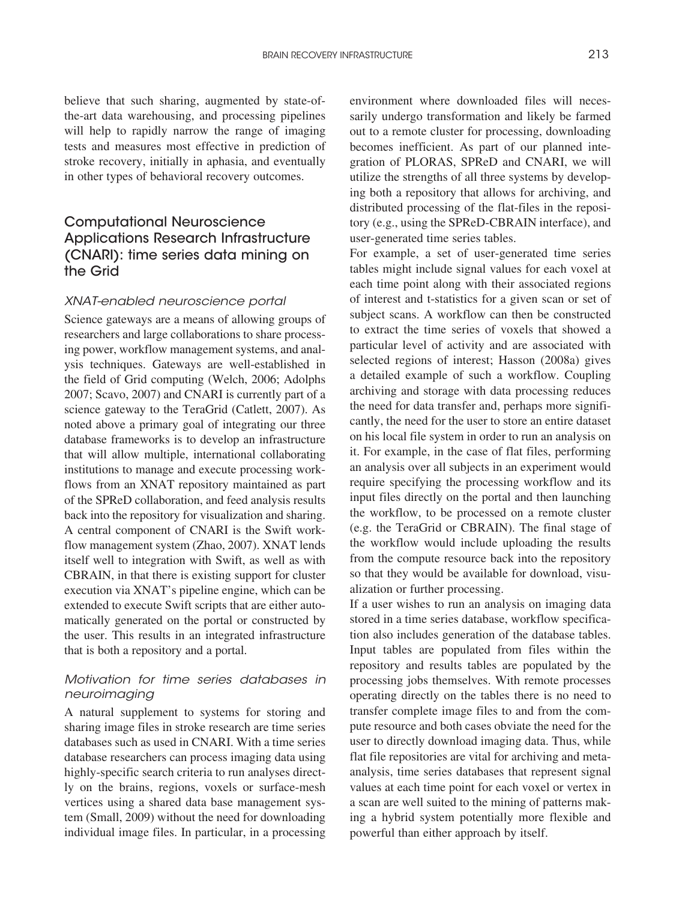believe that such sharing, augmented by state-of-the-art data warehousing, and processing pipelines will help to rapidly narrow the range of imaging tests and measures most effective in prediction of stroke recovery, initially in aphasia, and eventually in other types of behavioral recovery outcomes.

## Computational Neuroscience Applications Research Infrastructure (CNARI): time series data mining on the Grid

### *XNAT-enabled neuroscience portal*

Science gateways are a means of allowing groups of researchers and large collaborations to share processing power, workflow management systems, and analysis techniques. Gateways are well-established in the field of Grid computing (Welch, 2006; Adolphs 2007; Scavo, 2007) and CNARI is currently part of a science gateway to the TeraGrid (Catlett, 2007). As noted above a primary goal of integrating our three database frameworks is to develop an infrastructure that will allow multiple, international collaborating institutions to manage and execute processing workflows from an XNAT repository maintained as part of the SPReD collaboration, and feed analysis results back into the repository for visualization and sharing. A central component of CNARI is the Swift workflow management system (Zhao, 2007). XNAT lends itself well to integration with Swift, as well as with CBRAIN, in that there is existing support for cluster execution via XNAT's pipeline engine, which can be extended to execute Swift scripts that are either automatically generated on the portal or constructed by the user. This results in an integrated infrastructure that is both a repository and a portal.

### *Motivation for time series databases in neuroimaging*

A natural supplement to systems for storing and sharing image files in stroke research are time series databases such as used in CNARI. With a time series database researchers can process imaging data using highly-specific search criteria to run analyses directly on the brains, regions, voxels or surface-mesh vertices using a shared data base management system (Small, 2009) without the need for downloading individual image files. In particular, in a processing environment where downloaded files will necessarily undergo transformation and likely be farmed out to a remote cluster for processing, downloading becomes inefficient. As part of our planned integration of PLORAS, SPReD and CNARI, we will utilize the strengths of all three systems by developing both a repository that allows for archiving, and distributed processing of the flat-files in the repository (e.g., using the SPReD-CBRAIN interface), and user-generated time series tables.

For example, a set of user-generated time series tables might include signal values for each voxel at each time point along with their associated regions of interest and t-statistics for a given scan or set of subject scans. A workflow can then be constructed to extract the time series of voxels that showed a particular level of activity and are associated with selected regions of interest; Hasson (2008a) gives a detailed example of such a workflow. Coupling archiving and storage with data processing reduces the need for data transfer and, perhaps more significantly, the need for the user to store an entire dataset on his local file system in order to run an analysis on it. For example, in the case of flat files, performing an analysis over all subjects in an experiment would require specifying the processing workflow and its input files directly on the portal and then launching the workflow, to be processed on a remote cluster (e.g. the TeraGrid or CBRAIN). The final stage of the workflow would include uploading the results from the compute resource back into the repository so that they would be available for download, visualization or further processing.

If a user wishes to run an analysis on imaging data stored in a time series database, workflow specification also includes generation of the database tables. Input tables are populated from files within the repository and results tables are populated by the processing jobs themselves. With remote processes operating directly on the tables there is no need to transfer complete image files to and from the compute resource and both cases obviate the need for the user to directly download imaging data. Thus, while flat file repositories are vital for archiving and meta-analysis, time series databases that represent signal values at each time point for each voxel or vertex in a scan are well suited to the mining of patterns making a hybrid system potentially more flexible and powerful than either approach by itself.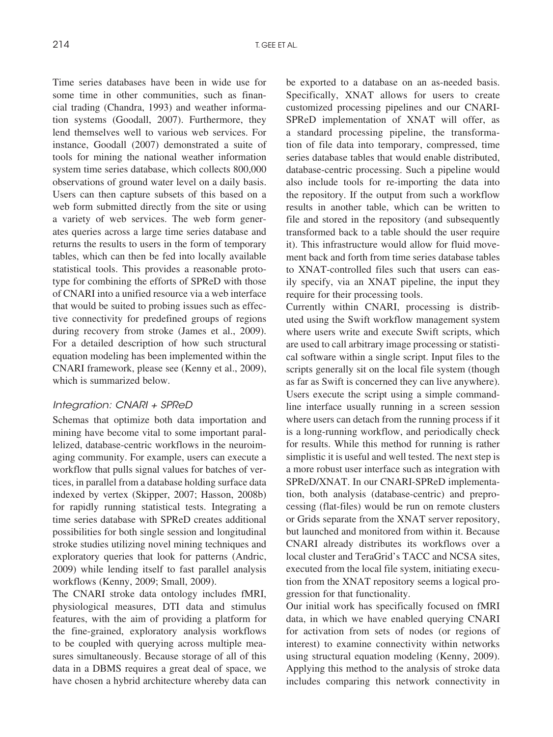Time series databases have been in wide use for some time in other communities, such as financial trading (Chandra, 1993) and weather information systems (Goodall, 2007). Furthermore, they lend themselves well to various web services. For instance, Goodall (2007) demonstrated a suite of tools for mining the national weather information system time series database, which collects 800,000 observations of ground water level on a daily basis. Users can then capture subsets of this based on a web form submitted directly from the site or using a variety of web services. The web form generates queries across a large time series database and returns the results to users in the form of temporary tables, which can then be fed into locally available statistical tools. This provides a reasonable prototype for combining the efforts of SPReD with those of CNARI into a unified resource via a web interface that would be suited to probing issues such as effective connectivity for predefined groups of regions during recovery from stroke (James et al., 2009). For a detailed description of how such structural equation modeling has been implemented within the CNARI framework, please see (Kenny et al., 2009), which is summarized below.

### *Integration: CNARI + SPReD*

Schemas that optimize both data importation and mining have become vital to some important parallelized, database-centric workflows in the neuroimaging community. For example, users can execute a workflow that pulls signal values for batches of vertices, in parallel from a database holding surface data indexed by vertex (Skipper, 2007; Hasson, 2008b) for rapidly running statistical tests. Integrating a time series database with SPReD creates additional possibilities for both single session and longitudinal stroke studies utilizing novel mining techniques and exploratory queries that look for patterns (Andric, 2009) while lending itself to fast parallel analysis workflows (Kenny, 2009; Small, 2009).

The CNARI stroke data ontology includes fMRI, physiological measures, DTI data and stimulus features, with the aim of providing a platform for the fine-grained, exploratory analysis workflows to be coupled with querying across multiple measures simultaneously. Because storage of all of this data in a DBMS requires a great deal of space, we have chosen a hybrid architecture whereby data can be exported to a database on an as-needed basis. Specifically, XNAT allows for users to create customized processing pipelines and our CNARI-SPReD implementation of XNAT will offer, as a standard processing pipeline, the transformation of file data into temporary, compressed, time series database tables that would enable distributed, database-centric processing. Such a pipeline would also include tools for re-importing the data into the repository. If the output from such a workflow results in another table, which can be written to file and stored in the repository (and subsequently transformed back to a table should the user require it). This infrastructure would allow for fluid movement back and forth from time series database tables to XNAT-controlled files such that users can easily specify, via an XNAT pipeline, the input they require for their processing tools.

Currently within CNARI, processing is distributed using the Swift workflow management system where users write and execute Swift scripts, which are used to call arbitrary image processing or statistical software within a single script. Input files to the scripts generally sit on the local file system (though as far as Swift is concerned they can live anywhere). Users execute the script using a simple command-line interface usually running in a screen session where users can detach from the running process if it is a long-running workflow, and periodically check for results. While this method for running is rather simplistic it is useful and well tested. The next step is a more robust user interface such as integration with SPReD/XNAT. In our CNARI-SPReD implementation, both analysis (database-centric) and preprocessing (flat-files) would be run on remote clusters or Grids separate from the XNAT server repository, but launched and monitored from within it. Because CNARI already distributes its workflows over a local cluster and TeraGrid's TACC and NCSA sites, executed from the local file system, initiating execution from the XNAT repository seems a logical progression for that functionality.

Our initial work has specifically focused on fMRI data, in which we have enabled querying CNARI for activation from sets of nodes (or regions of interest) to examine connectivity within networks using structural equation modeling (Kenny, 2009). Applying this method to the analysis of stroke data includes comparing this network connectivity in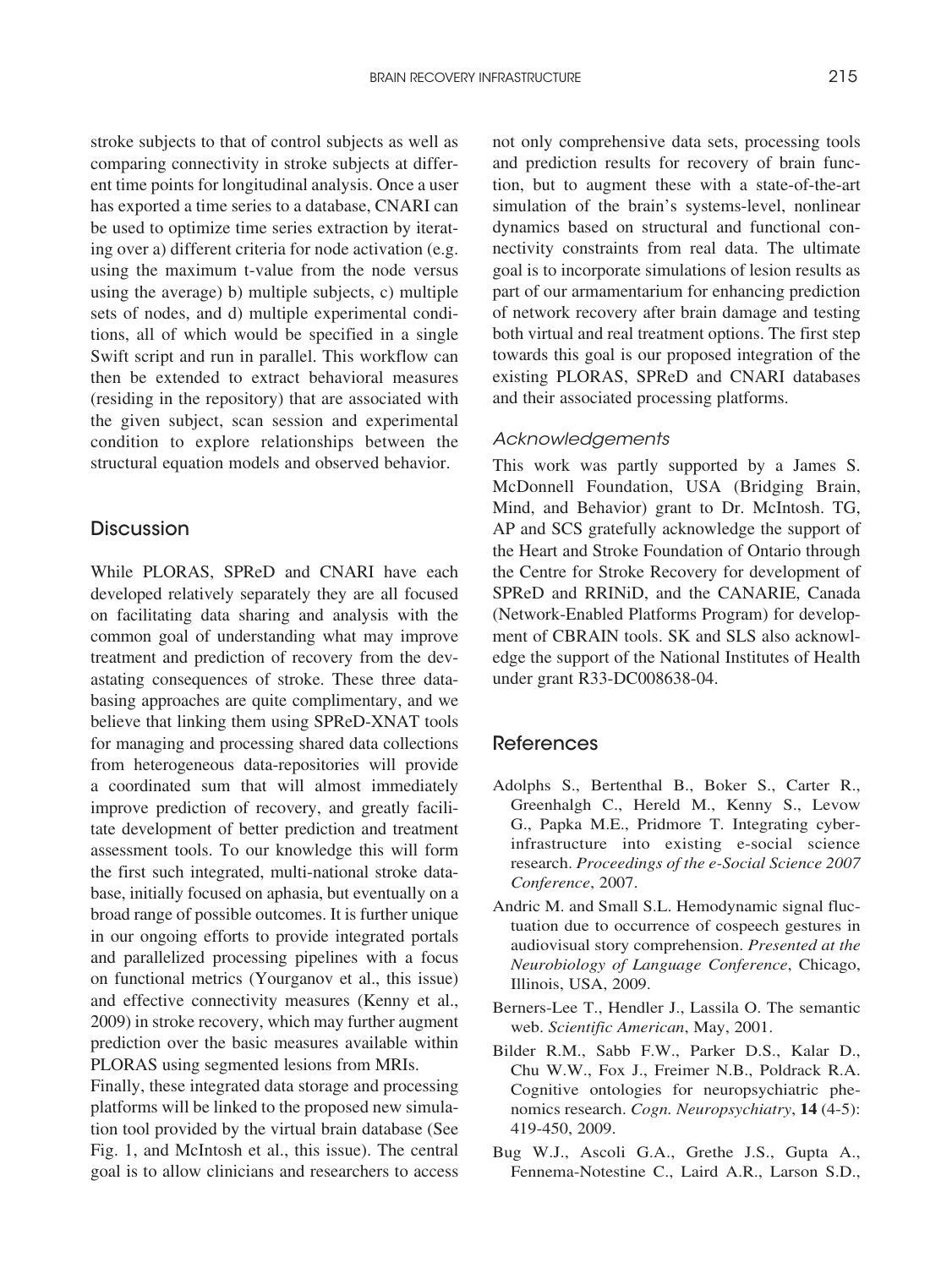stroke subjects to that of control subjects as well as comparing connectivity in stroke subjects at different time points for longitudinal analysis. Once a user has exported a time series to a database, CNARI can be used to optimize time series extraction by iterating over a) different criteria for node activation (e.g. using the maximum t-value from the node versus using the average) b) multiple subjects, c) multiple sets of nodes, and d) multiple experimental conditions, all of which would be specified in a single Swift script and run in parallel. This workflow can then be extended to extract behavioral measures (residing in the repository) that are associated with the given subject, scan session and experimental condition to explore relationships between the structural equation models and observed behavior.

## Discussion

While PLORAS, SPReD and CNARI have each developed relatively separately they are all focused on facilitating data sharing and analysis with the common goal of understanding what may improve treatment and prediction of recovery from the devastating consequences of stroke. These three databasing approaches are quite complimentary, and we believe that linking them using SPReD-XNAT tools for managing and processing shared data collections from heterogeneous data-repositories will provide a coordinated sum that will almost immediately improve prediction of recovery, and greatly facilitate development of better prediction and treatment assessment tools. To our knowledge this will form the first such integrated, multi-national stroke database, initially focused on aphasia, but eventually on a broad range of possible outcomes. It is further unique in our ongoing efforts to provide integrated portals and parallelized processing pipelines with a focus on functional metrics (Yourganov et al., this issue) and effective connectivity measures (Kenny et al., 2009) in stroke recovery, which may further augment prediction over the basic measures available within PLORAS using segmented lesions from MRIs.

Finally, these integrated data storage and processing platforms will be linked to the proposed new simulation tool provided by the virtual brain database (See Fig. 1, and McIntosh et al., this issue). The central goal is to allow clinicians and researchers to access not only comprehensive data sets, processing tools and prediction results for recovery of brain function, but to augment these with a state-of-the-art simulation of the brain's systems-level, nonlinear dynamics based on structural and functional connectivity constraints from real data. The ultimate goal is to incorporate simulations of lesion results as part of our armamentarium for enhancing prediction of network recovery after brain damage and testing both virtual and real treatment options. The first step towards this goal is our proposed integration of the existing PLORAS, SPReD and CNARI databases and their associated processing platforms.

### *Acknowledgements*

This work was partly supported by a James S. McDonnell Foundation, USA (Bridging Brain, Mind, and Behavior) grant to Dr. McIntosh. TG, AP and SCS gratefully acknowledge the support of the Heart and Stroke Foundation of Ontario through the Centre for Stroke Recovery for development of SPReD and RRINiD, and the CANARIE, Canada (Network-Enabled Platforms Program) for development of CBRAIN tools. SK and SLS also acknowledge the support of the National Institutes of Health under grant R33-DC008638-04.

## References

Adolphs S., Bertenthal B., Boker S., Carter R., Greenhalgh C., Hereld M., Kenny S., Levow G., Papka M.E., Pridmore T. Integrating cyberinfrastructure into existing e-social science research. *Proceedings of the e-Social Science 2007 Conference*, 2007.

Andric M. and Small S.L. Hemodynamic signal fluctuation due to occurrence of cospeech gestures in audiovisual story comprehension. *Presented at the Neurobiology of Language Conference*, Chicago, Illinois, USA, 2009.

Berners-Lee T., Hendler J., Lassila O. The semantic web. *Scientific American*, May, 2001.

Bilder R.M., Sabb F.W., Parker D.S., Kalar D., Chu W.W., Fox J., Freimer N.B., Poldrack R.A. Cognitive ontologies for neuropsychiatric phenomics research. *Cogn. Neuropsychiatry*, **14** (4-5): 419-450, 2009.

Bug W.J., Ascoli G.A., Grethe J.S., Gupta A., Fennema-Notestine C., Laird A.R., Larson S.D.,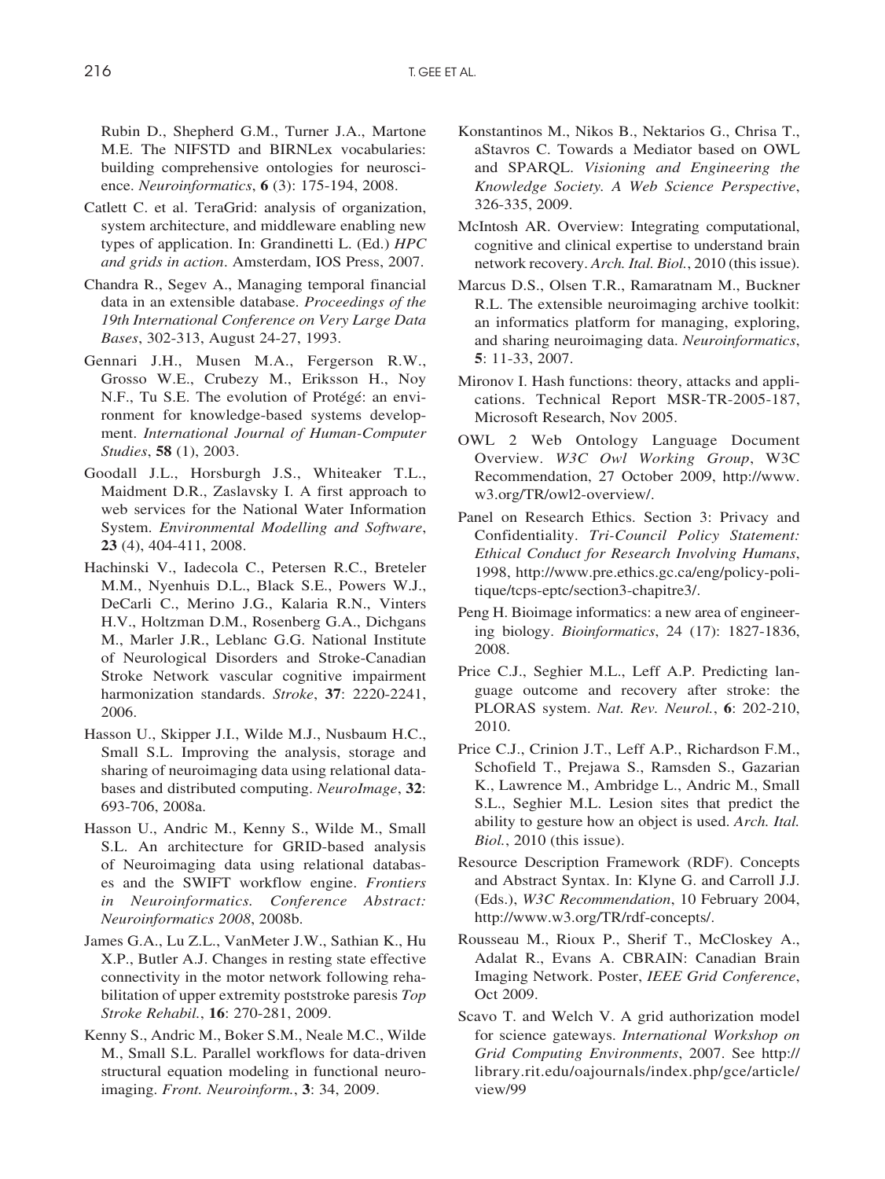Rubin D., Shepherd G.M., Turner J.A., Martone M.E. The NIFSTD and BIRNLex vocabularies: building comprehensive ontologies for neuroscience. *Neuroinformatics*, **6** (3): 175-194, 2008.

Catlett C. et al. TeraGrid: analysis of organization, system architecture, and middleware enabling new types of application. In: Grandinetti L. (Ed.) *HPC and grids in action*. Amsterdam, IOS Press, 2007.

Chandra R., Segev A., Managing temporal financial data in an extensible database. *Proceedings of the 19th International Conference on Very Large Data Bases*, 302-313, August 24-27, 1993.

Gennari J.H., Musen M.A., Fergerson R.W., Grosso W.E., Crubezy M., Eriksson H., Noy N.F., Tu S.E. The evolution of Protégé: an environment for knowledge-based systems development. *International Journal of Human-Computer Studies*, **58** (1), 2003.

Goodall J.L., Horsburgh J.S., Whiteaker T.L., Maidment D.R., Zaslavsky I. A first approach to web services for the National Water Information System. *Environmental Modelling and Software*, **23** (4), 404-411, 2008.

Hachinski V., Iadecola C., Petersen R.C., Breteler M.M., Nyenhuis D.L., Black S.E., Powers W.J., DeCarli C., Merino J.G., Kalaria R.N., Vinters H.V., Holtzman D.M., Rosenberg G.A., Dichgans M., Marler J.R., Leblanc G.G. National Institute of Neurological Disorders and Stroke-Canadian Stroke Network vascular cognitive impairment harmonization standards. *Stroke*, **37**: 2220-2241, 2006.

Hasson U., Skipper J.I., Wilde M.J., Nusbaum H.C., Small S.L. Improving the analysis, storage and sharing of neuroimaging data using relational databases and distributed computing. *NeuroImage*, **32**: 693-706, 2008a.

Hasson U., Andric M., Kenny S., Wilde M., Small S.L. An architecture for GRID-based analysis of Neuroimaging data using relational databases and the SWIFT workflow engine. *Frontiers in Neuroinformatics. Conference Abstract: Neuroinformatics 2008*, 2008b.

James G.A., Lu Z.L., VanMeter J.W., Sathian K., Hu X.P., Butler A.J. Changes in resting state effective connectivity in the motor network following rehabilitation of upper extremity poststroke paresis *Top Stroke Rehabil.*, **16**: 270-281, 2009.

Kenny S., Andric M., Boker S.M., Neale M.C., Wilde M., Small S.L. Parallel workflows for data-driven structural equation modeling in functional neuroimaging. *Front. Neuroinform.*, **3**: 34, 2009.

Konstantinos M., Nikos B., Nektarios G., Chrisa T., aStavros C. Towards a Mediator based on OWL and SPARQL. *Visioning and Engineering the Knowledge Society. A Web Science Perspective*, 326-335, 2009.

McIntosh AR. Overview: Integrating computational, cognitive and clinical expertise to understand brain network recovery. *Arch. Ital. Biol.*, 2010 (this issue).

Marcus D.S., Olsen T.R., Ramaratnam M., Buckner R.L. The extensible neuroimaging archive toolkit: an informatics platform for managing, exploring, and sharing neuroimaging data. *Neuroinformatics*, **5**: 11-33, 2007.

Mironov I. Hash functions: theory, attacks and applications. Technical Report MSR-TR-2005-187, Microsoft Research, Nov 2005.

OWL 2 Web Ontology Language Document Overview. *W3C Owl Working Group*, W3C Recommendation, 27 October 2009, http://www.w3.org/TR/owl2-overview/.

Panel on Research Ethics. Section 3: Privacy and Confidentiality. *Tri-Council Policy Statement: Ethical Conduct for Research Involving Humans*, 1998, http://www.pre.ethics.gc.ca/eng/policy-politique/tcps-eptc/section3-chapitre3/.

Peng H. Bioimage informatics: a new area of engineering biology. *Bioinformatics*, 24 (17): 1827-1836, 2008.

Price C.J., Seghier M.L., Leff A.P. Predicting language outcome and recovery after stroke: the PLORAS system. *Nat. Rev. Neurol.*, **6**: 202-210, 2010.

Price C.J., Crinion J.T., Leff A.P., Richardson F.M., Schofield T., Prejawa S., Ramsden S., Gazarian K., Lawrence M., Ambridge L., Andric M., Small S.L., Seghier M.L. Lesion sites that predict the ability to gesture how an object is used. *Arch. Ital. Biol.*, 2010 (this issue).

Resource Description Framework (RDF). Concepts and Abstract Syntax. In: Klyne G. and Carroll J.J. (Eds.), *W3C Recommendation*, 10 February 2004, http://www.w3.org/TR/rdf-concepts/.

Rousseau M., Rioux P., Sherif T., McCloskey A., Adalat R., Evans A. CBRAIN: Canadian Brain Imaging Network. Poster, *IEEE Grid Conference*, Oct 2009.

Scavo T. and Welch V. A grid authorization model for science gateways. *International Workshop on Grid Computing Environments*, 2007. See http://library.rit.edu/oajournals/index.php/gce/article/view/99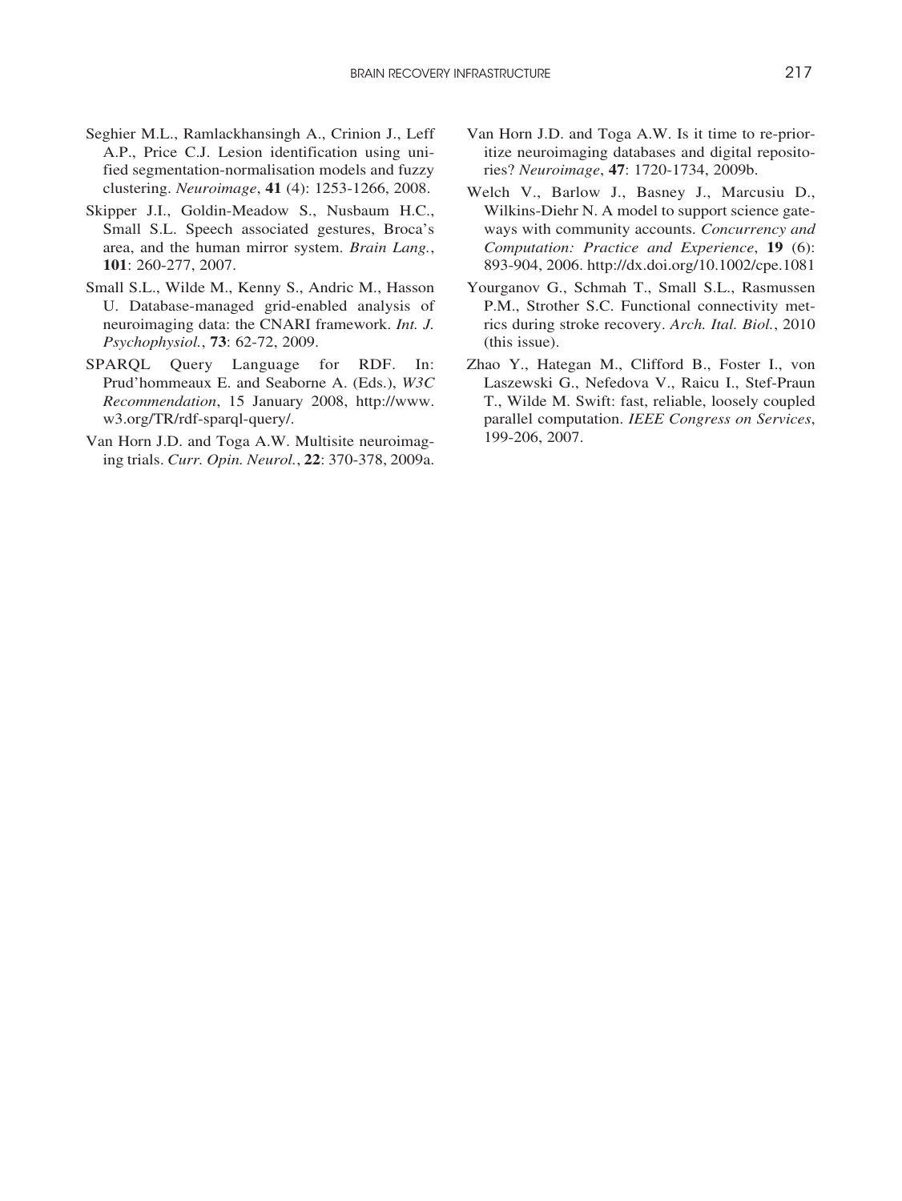Seghier M.L., Ramlackhansingh A., Crinion J., Leff A.P., Price C.J. Lesion identification using unified segmentation-normalisation models and fuzzy clustering. *Neuroimage*, **41** (4): 1253-1266, 2008.

Skipper J.I., Goldin-Meadow S., Nusbaum H.C., Small S.L. Speech associated gestures, Broca's area, and the human mirror system. *Brain Lang.*, **101**: 260-277, 2007.

Small S.L., Wilde M., Kenny S., Andric M., Hasson U. Database-managed grid-enabled analysis of neuroimaging data: the CNARI framework. *Int. J. Psychophysiol.*, **73**: 62-72, 2009.

SPARQL Query Language for RDF. In: Prud'hommeaux E. and Seaborne A. (Eds.), *W3C Recommendation*, 15 January 2008, http://www.w3.org/TR/rdf-sparql-query/.

Van Horn J.D. and Toga A.W. Multisite neuroimaging trials. *Curr. Opin. Neurol.*, **22**: 370-378, 2009a.

Van Horn J.D. and Toga A.W. Is it time to re-prioritize neuroimaging databases and digital repositories? *Neuroimage*, **47**: 1720-1734, 2009b.

Welch V., Barlow J., Basney J., Marcusiu D., Wilkins-Diehr N. A model to support science gateways with community accounts. *Concurrency and Computation: Practice and Experience*, **19** (6): 893-904, 2006. http://dx.doi.org/10.1002/cpe.1081

Yourganov G., Schmah T., Small S.L., Rasmussen P.M., Strother S.C. Functional connectivity metrics during stroke recovery. *Arch. Ital. Biol.*, 2010 (this issue).

Zhao Y., Hategan M., Clifford B., Foster I., von Laszewski G., Nefedova V., Raicu I., Stef-Praun T., Wilde M. Swift: fast, reliable, loosely coupled parallel computation. *IEEE Congress on Services*, 199-206, 2007.